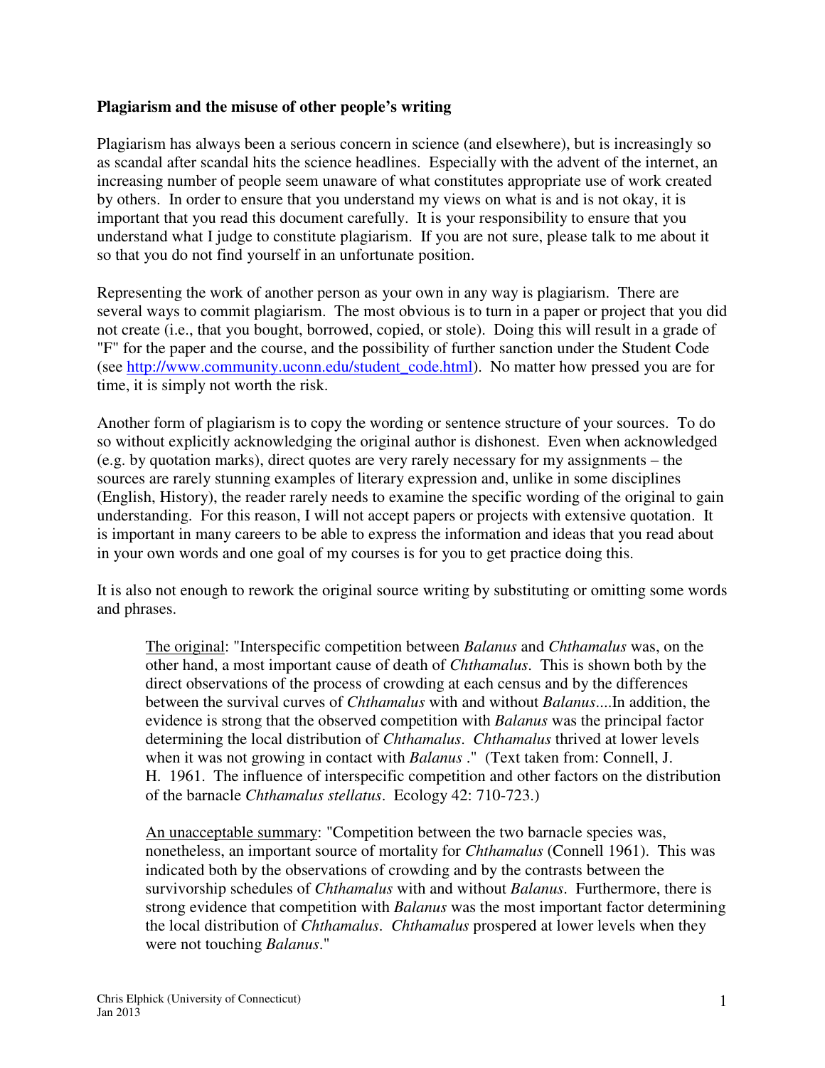**Plagiarism and the misuse of other people's writing**

Plagiarism has always been a serious concern in science (and elsewhere), but is increasingly so as scandal after scandal hits the science headlines. Especially with the advent of the internet, an increasing number of people seem unaware of what constitutes appropriate use of work created by others. In order to ensure that you understand my views on what is and is not okay, it is important that you read this document carefully. It is your responsibility to ensure that you understand what I judge to constitute plagiarism. If you are not sure, please talk to me about it so that you do not find yourself in an unfortunate position.

Representing the work of another person as your own in any way is plagiarism. There are several ways to commit plagiarism. The most obvious is to turn in a paper or project that you did not create (i.e., that you bought, borrowed, copied, or stole). Doing this will result in a grade of "F" for the paper and the course, and the possibility of further sanction under the Student Code (see [http://www.community.uconn.edu/student_code.html](http://www.community.uconn.edu/student_code.html)). No matter how pressed you are for time, it is simply not worth the risk.

Another form of plagiarism is to copy the wording or sentence structure of your sources. To do so without explicitly acknowledging the original author is dishonest. Even when acknowledged (e.g. by quotation marks), direct quotes are very rarely necessary for my assignments – the sources are rarely stunning examples of literary expression and, unlike in some disciplines (English, History), the reader rarely needs to examine the specific wording of the original to gain understanding. For this reason, I will not accept papers or projects with extensive quotation. It is important in many careers to be able to express the information and ideas that you read about in your own words and one goal of my courses is for you to get practice doing this.

It is also not enough to rework the original source writing by substituting or omitting some words and phrases.

> The original: "Interspecific competition between *Balanus* and *Chthamalus* was, on the other hand, a most important cause of death of *Chthamalus*. This is shown both by the direct observations of the process of crowding at each census and by the differences between the survival curves of *Chthamalus* with and without *Balanus*....In addition, the evidence is strong that the observed competition with *Balanus* was the principal factor determining the local distribution of *Chthamalus*. *Chthamalus* thrived at lower levels when it was not growing in contact with *Balanus* ." (Text taken from: Connell, J. H. 1961. The influence of interspecific competition and other factors on the distribution of the barnacle *Chthamalus stellatus*. Ecology 42: 710-723.)
>
> An unacceptable summary: "Competition between the two barnacle species was, nonetheless, an important source of mortality for *Chthamalus* (Connell 1961). This was indicated both by the observations of crowding and by the contrasts between the survivorship schedules of *Chthamalus* with and without *Balanus*. Furthermore, there is strong evidence that competition with *Balanus* was the most important factor determining the local distribution of *Chthamalus*. *Chthamalus* prospered at lower levels when they were not touching *Balanus*."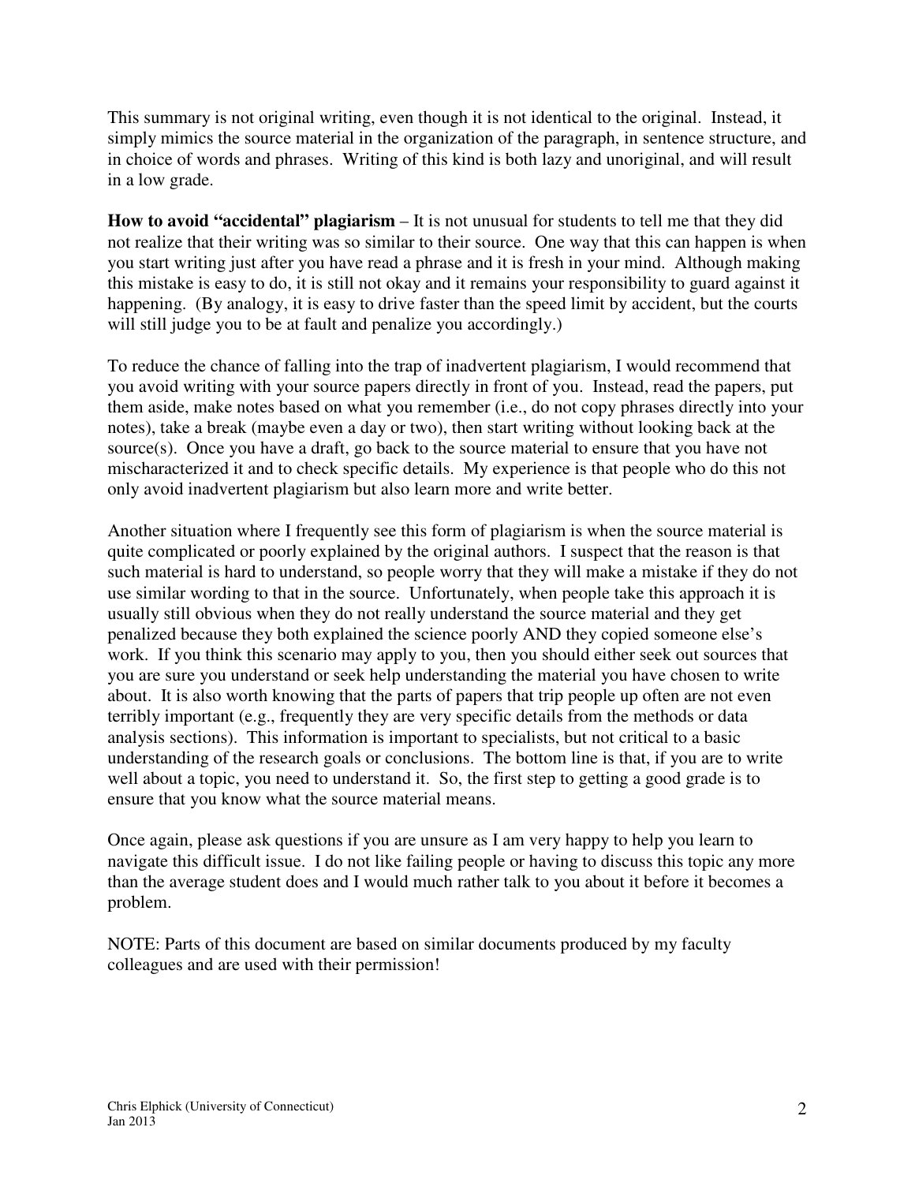This summary is not original writing, even though it is not identical to the original. Instead, it simply mimics the source material in the organization of the paragraph, in sentence structure, and in choice of words and phrases. Writing of this kind is both lazy and unoriginal, and will result in a low grade.

**How to avoid "accidental" plagiarism** – It is not unusual for students to tell me that they did not realize that their writing was so similar to their source. One way that this can happen is when you start writing just after you have read a phrase and it is fresh in your mind. Although making this mistake is easy to do, it is still not okay and it remains your responsibility to guard against it happening. (By analogy, it is easy to drive faster than the speed limit by accident, but the courts will still judge you to be at fault and penalize you accordingly.)

To reduce the chance of falling into the trap of inadvertent plagiarism, I would recommend that you avoid writing with your source papers directly in front of you. Instead, read the papers, put them aside, make notes based on what you remember (i.e., do not copy phrases directly into your notes), take a break (maybe even a day or two), then start writing without looking back at the source(s). Once you have a draft, go back to the source material to ensure that you have not mischaracterized it and to check specific details. My experience is that people who do this not only avoid inadvertent plagiarism but also learn more and write better.

Another situation where I frequently see this form of plagiarism is when the source material is quite complicated or poorly explained by the original authors. I suspect that the reason is that such material is hard to understand, so people worry that they will make a mistake if they do not use similar wording to that in the source. Unfortunately, when people take this approach it is usually still obvious when they do not really understand the source material and they get penalized because they both explained the science poorly AND they copied someone else's work. If you think this scenario may apply to you, then you should either seek out sources that you are sure you understand or seek help understanding the material you have chosen to write about. It is also worth knowing that the parts of papers that trip people up often are not even terribly important (e.g., frequently they are very specific details from the methods or data analysis sections). This information is important to specialists, but not critical to a basic understanding of the research goals or conclusions. The bottom line is that, if you are to write well about a topic, you need to understand it. So, the first step to getting a good grade is to ensure that you know what the source material means.

Once again, please ask questions if you are unsure as I am very happy to help you learn to navigate this difficult issue. I do not like failing people or having to discuss this topic any more than the average student does and I would much rather talk to you about it before it becomes a problem.

NOTE: Parts of this document are based on similar documents produced by my faculty colleagues and are used with their permission!